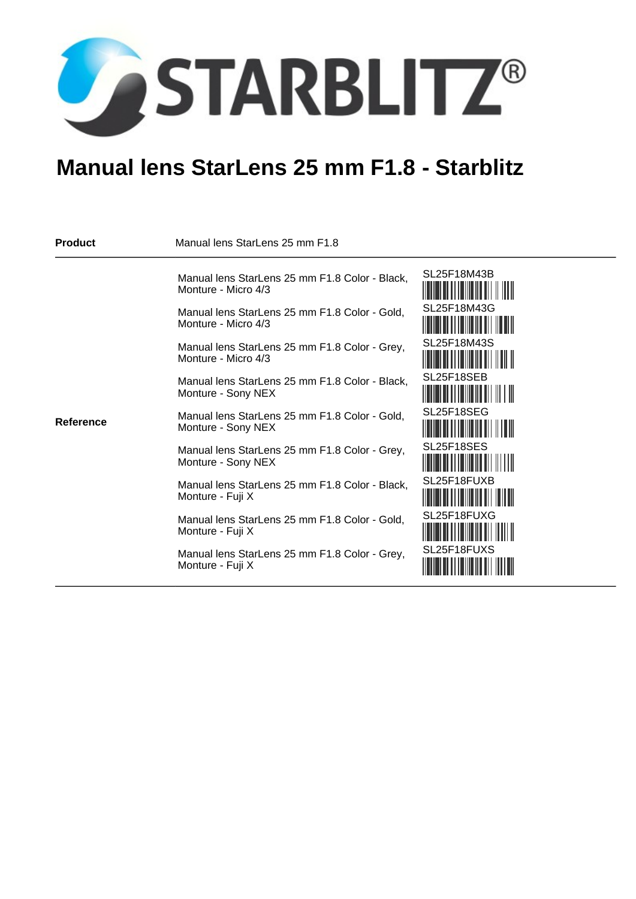STARBLITZ®

# Manual lens StarLens 25 mm F1.8 - Starblitz

| | | |
|---|---|---|
| **Product** | Manual lens StarLens 25 mm F1.8 | |
| **Reference** | Manual lens StarLens 25 mm F1.8 Color - Black, Monture - Micro 4/3 | SL25F18M43B |
| | Manual lens StarLens 25 mm F1.8 Color - Gold, Monture - Micro 4/3 | SL25F18M43G |
| | Manual lens StarLens 25 mm F1.8 Color - Grey, Monture - Micro 4/3 | SL25F18M43S |
| | Manual lens StarLens 25 mm F1.8 Color - Black, Monture - Sony NEX | SL25F18SEB |
| | Manual lens StarLens 25 mm F1.8 Color - Gold, Monture - Sony NEX | SL25F18SEG |
| | Manual lens StarLens 25 mm F1.8 Color - Grey, Monture - Sony NEX | SL25F18SES |
| | Manual lens StarLens 25 mm F1.8 Color - Black, Monture - Fuji X | SL25F18FUXB |
| | Manual lens StarLens 25 mm F1.8 Color - Gold, Monture - Fuji X | SL25F18FUXG |
| | Manual lens StarLens 25 mm F1.8 Color - Grey, Monture - Fuji X | SL25F18FUXS |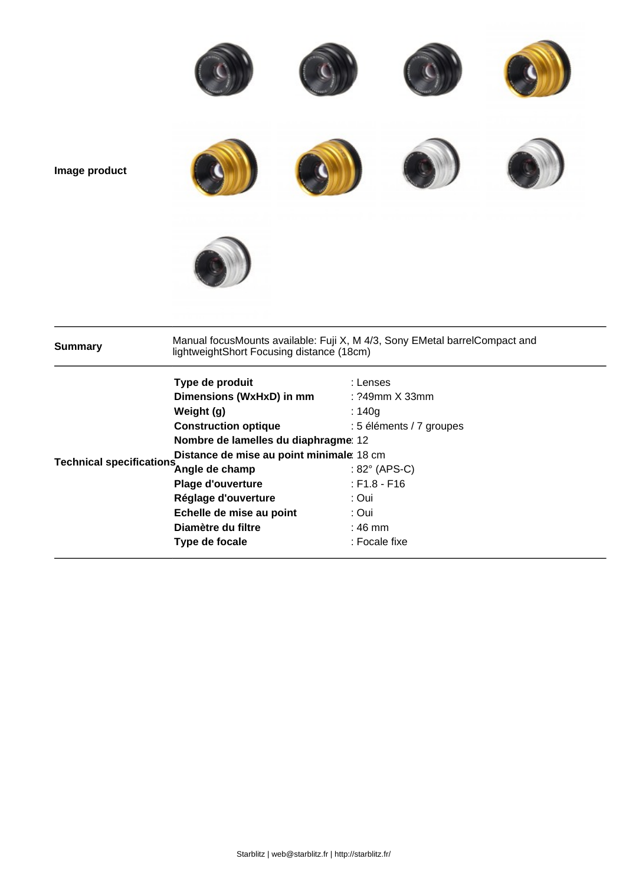**Image product**

| | |
|---|---|
| **Summary** | Manual focusMounts available: Fuji X, M 4/3, Sony EMetal barrelCompact and lightweightShort Focusing distance (18cm) |

**Technical specifications**

| | |
|---|---|
| **Type de produit** | : Lenses |
| **Dimensions (WxHxD) in mm** | : ?49mm X 33mm |
| **Weight (g)** | : 140g |
| **Construction optique** | : 5 éléments / 7 groupes |
| **Nombre de lamelles du diaphragme** | : 12 |
| **Distance de mise au point minimale** | : 18 cm |
| **Angle de champ** | : 82° (APS-C) |
| **Plage d'ouverture** | : F1.8 - F16 |
| **Réglage d'ouverture** | : Oui |
| **Echelle de mise au point** | : Oui |
| **Diamètre du filtre** | : 46 mm |
| **Type de focale** | : Focale fixe |

Starblitz | web@starblitz.fr | http://starblitz.fr/